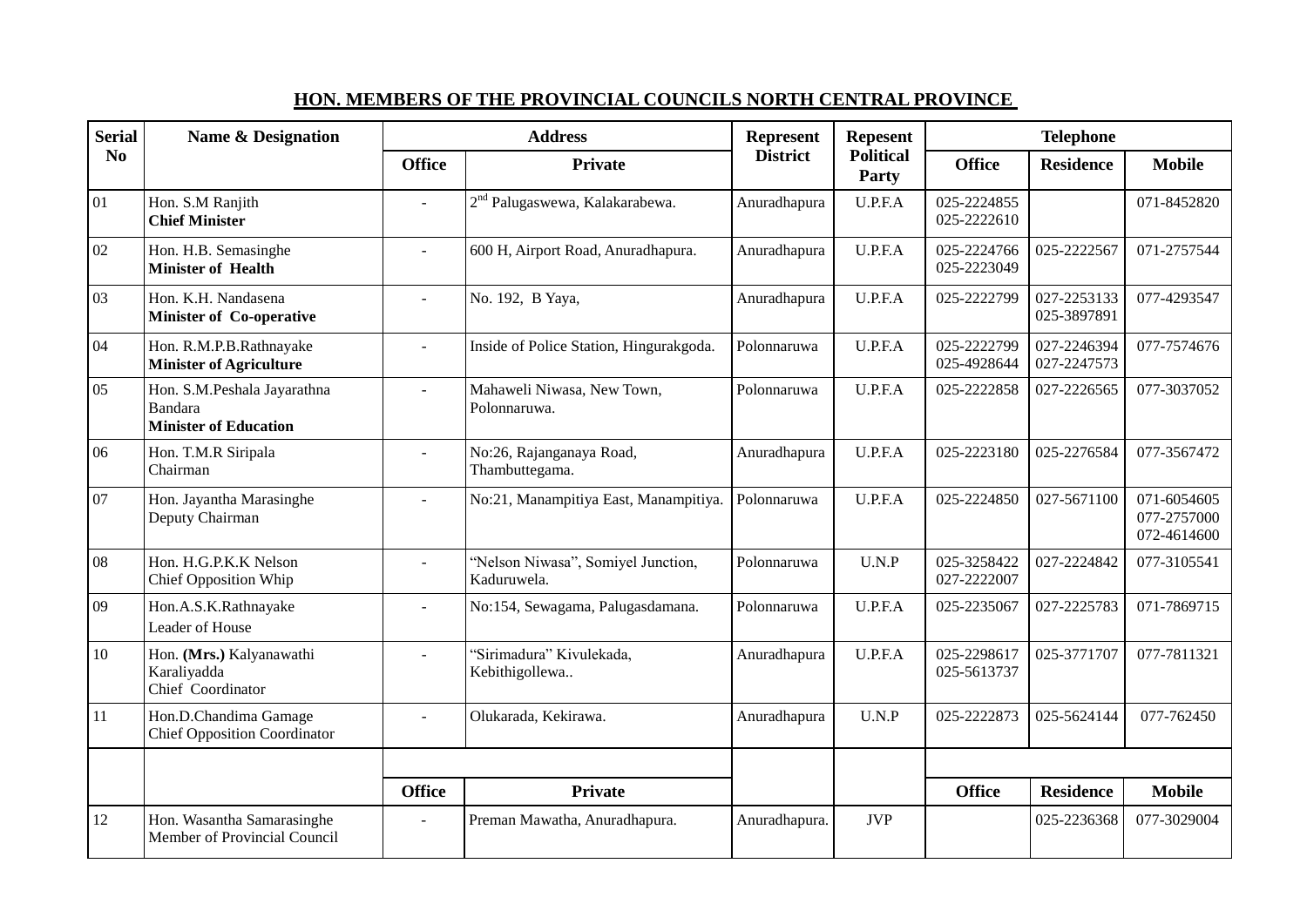## HON. MEMBERS OF THE PROVINCIAL COUNCILS NORTH CENTRAL PROVINCE

| Serial No | Name & Designation | Address | | Represent District | Repesent Political Party | Telephone | | |
|---|---|---|---|---|---|---|---|---|
| | | Office | Private | | | Office | Residence | Mobile |
| 01 | Hon. S.M Ranjith **Chief Minister** | - | 2nd Palugaswewa, Kalakarabewa. | Anuradhapura | U.P.F.A | 025-2224855 025-2222610 | | 071-8452820 |
| 02 | Hon. H.B. Semasinghe **Minister of Health** | - | 600 H, Airport Road, Anuradhapura. | Anuradhapura | U.P.F.A | 025-2224766 025-2223049 | 025-2222567 | 071-2757544 |
| 03 | Hon. K.H. Nandasena **Minister of Co-operative** | - | No. 192, B Yaya, | Anuradhapura | U.P.F.A | 025-2222799 | 027-2253133 025-3897891 | 077-4293547 |
| 04 | Hon. R.M.P.B.Rathnayake **Minister of Agriculture** | - | Inside of Police Station, Hingurakgoda. | Polonnaruwa | U.P.F.A | 025-2222799 025-4928644 | 027-2246394 027-2247573 | 077-7574676 |
| 05 | Hon. S.M.Peshala Jayarathna Bandara **Minister of Education** | - | Mahaweli Niwasa, New Town, Polonnaruwa. | Polonnaruwa | U.P.F.A | 025-2222858 | 027-2226565 | 077-3037052 |
| 06 | Hon. T.M.R Siripala Chairman | - | No:26, Rajanganaya Road, Thambuttegama. | Anuradhapura | U.P.F.A | 025-2223180 | 025-2276584 | 077-3567472 |
| 07 | Hon. Jayantha Marasinghe Deputy Chairman | - | No:21, Manampitiya East, Manampitiya. | Polonnaruwa | U.P.F.A | 025-2224850 | 027-5671100 | 071-6054605 077-2757000 072-4614600 |
| 08 | Hon. H.G.P.K.K Nelson Chief Opposition Whip | - | "Nelson Niwasa", Somiyel Junction, Kaduruwela. | Polonnaruwa | U.N.P | 025-3258422 027-2222007 | 027-2224842 | 077-3105541 |
| 09 | Hon.A.S.K.Rathnayake Leader of House | - | No:154, Sewagama, Palugasdamana. | Polonnaruwa | U.P.F.A | 025-2235067 | 027-2225783 | 071-7869715 |
| 10 | Hon. **(Mrs.)** Kalyanawathi Karaliyadda Chief Coordinator | - | "Sirimadura" Kivulekada, Kebithigollewa.. | Anuradhapura | U.P.F.A | 025-2298617 025-5613737 | 025-3771707 | 077-7811321 |
| 11 | Hon.D.Chandima Gamage Chief Opposition Coordinator | - | Olukarada, Kekirawa. | Anuradhapura | U.N.P | 025-2222873 | 025-5624144 | 077-762450 |
| | | | | | | | | |
| | | Office | Private | | | Office | Residence | Mobile |
| 12 | Hon. Wasantha Samarasinghe Member of Provincial Council | - | Preman Mawatha, Anuradhapura. | Anuradhapura. | JVP | | 025-2236368 | 077-3029004 |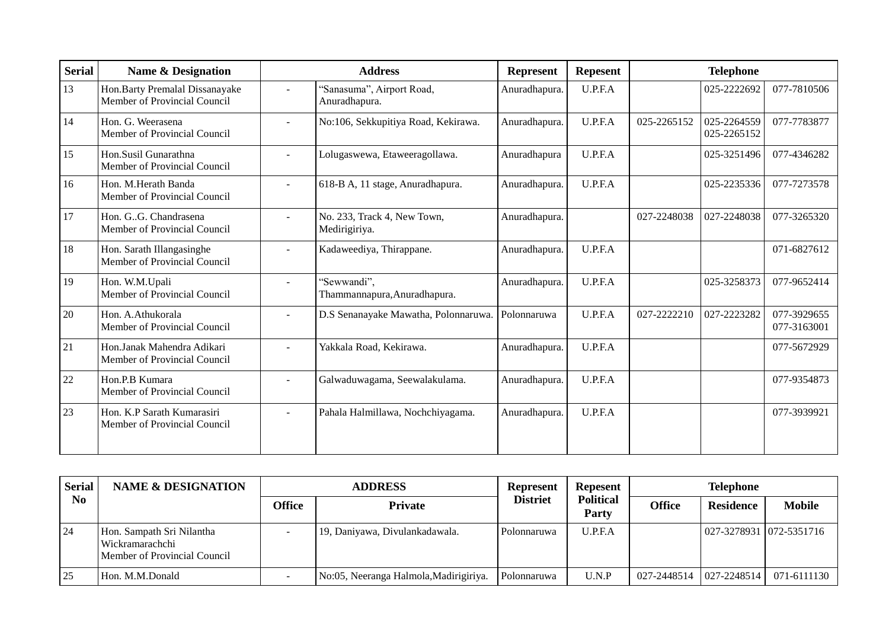| Serial | Name & Designation | Address | | Represent | Repesent | Telephone | | |
|---|---|---|---|---|---|---|---|---|
| 13 | Hon.Barty Premalal Dissanayake Member of Provincial Council | - | "Sanasuma", Airport Road, Anuradhapura. | Anuradhapura. | U.P.F.A | | 025-2222692 | 077-7810506 |
| 14 | Hon. G. Weerasena Member of Provincial Council | - | No:106, Sekkupitiya Road, Kekirawa. | Anuradhapura. | U.P.F.A | 025-2265152 | 025-2264559 025-2265152 | 077-7783877 |
| 15 | Hon.Susil Gunarathna Member of Provincial Council | - | Lolugaswewa, Etaweeragollawa. | Anuradhapura | U.P.F.A | | 025-3251496 | 077-4346282 |
| 16 | Hon. M.Herath Banda Member of Provincial Council | - | 618-B A, 11 stage, Anuradhapura. | Anuradhapura. | U.P.F.A | | 025-2235336 | 077-7273578 |
| 17 | Hon. G..G. Chandrasena Member of Provincial Council | - | No. 233, Track 4, New Town, Medirigiriya. | Anuradhapura. | | 027-2248038 | 027-2248038 | 077-3265320 |
| 18 | Hon. Sarath Illangasinghe Member of Provincial Council | - | Kadaweediya, Thirappane. | Anuradhapura. | U.P.F.A | | | 071-6827612 |
| 19 | Hon. W.M.Upali Member of Provincial Council | - | "Sewwandi", Thammannapura,Anuradhapura. | Anuradhapura. | U.P.F.A | | 025-3258373 | 077-9652414 |
| 20 | Hon. A.Athukorala Member of Provincial Council | - | D.S Senanayake Mawatha, Polonnaruwa. | Polonnaruwa | U.P.F.A | 027-2222210 | 027-2223282 | 077-3929655 077-3163001 |
| 21 | Hon.Janak Mahendra Adikari Member of Provincial Council | - | Yakkala Road, Kekirawa. | Anuradhapura. | U.P.F.A | | | 077-5672929 |
| 22 | Hon.P.B Kumara Member of Provincial Council | - | Galwaduwagama, Seewalakulama. | Anuradhapura. | U.P.F.A | | | 077-9354873 |
| 23 | Hon. K.P Sarath Kumarasiri Member of Provincial Council | - | Pahala Halmillawa, Nochchiyagama. | Anuradhapura. | U.P.F.A | | | 077-3939921 |

| Serial No | NAME & DESIGNATION | ADDRESS | | Represent Distriet | Repesent Political Party | Telephone | | |
|---|---|---|---|---|---|---|---|---|
| | | Office | Private | | | Office | Residence | Mobile |
| 24 | Hon. Sampath Sri Nilantha Wickramarachchi Member of Provincial Council | - | 19, Daniyawa, Divulankadawala. | Polonnaruwa | U.P.F.A | | 027-3278931 | 072-5351716 |
| 25 | Hon. M.M.Donald | - | No:05, Neeranga Halmola,Madirigiriya. | Polonnaruwa | U.N.P | 027-2448514 | 027-2248514 | 071-6111130 |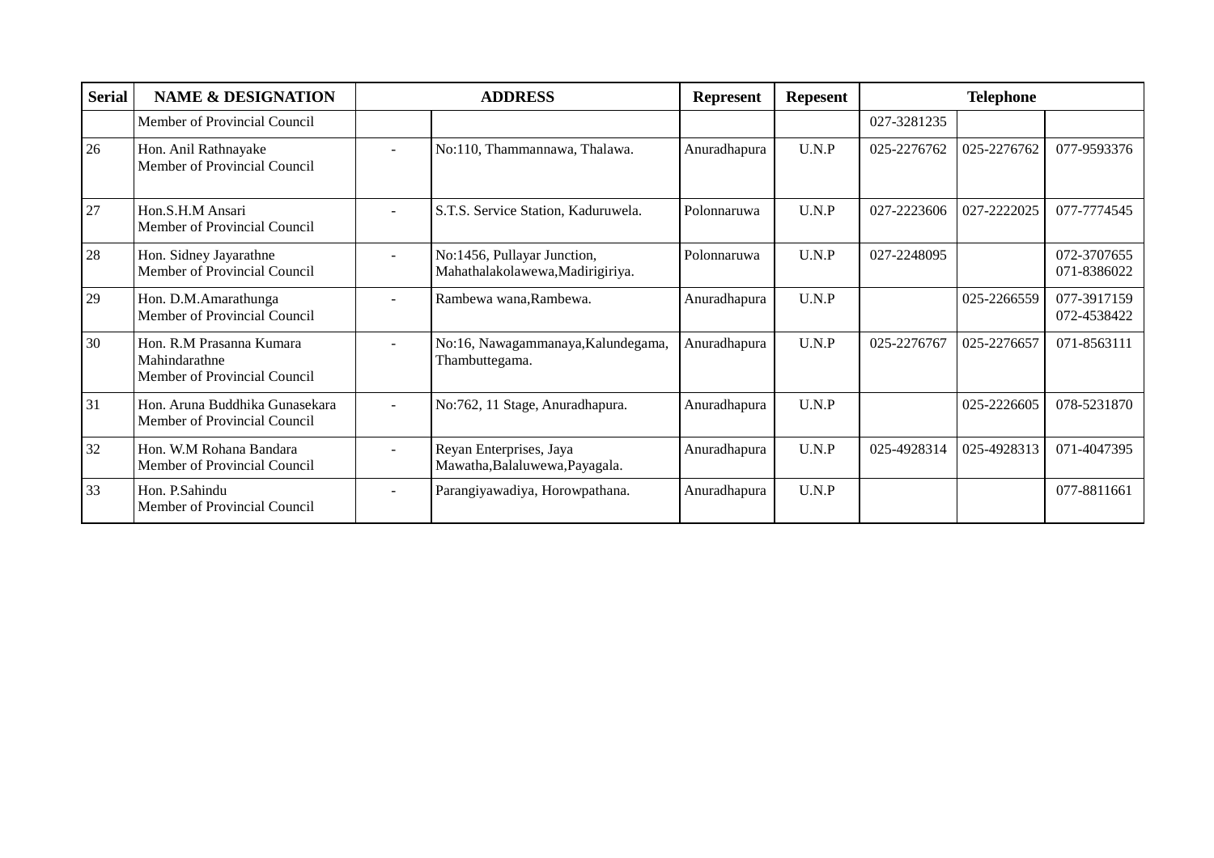| Serial | NAME & DESIGNATION | ADDRESS | | Represent | Repesent | Telephone | | |
|---|---|---|---|---|---|---|---|---|
| | Member of Provincial Council | | | | | 027-3281235 | | |
| 26 | Hon. Anil Rathnayake<br>Member of Provincial Council | - | No:110, Thammannawa, Thalawa. | Anuradhapura | U.N.P | 025-2276762 | 025-2276762 | 077-9593376 |
| 27 | Hon.S.H.M Ansari<br>Member of Provincial Council | - | S.T.S. Service Station, Kaduruwela. | Polonnaruwa | U.N.P | 027-2223606 | 027-2222025 | 077-7774545 |
| 28 | Hon. Sidney Jayarathne<br>Member of Provincial Council | - | No:1456, Pullayar Junction, Mahathalakolawewa,Madirigiriya. | Polonnaruwa | U.N.P | 027-2248095 | | 072-3707655<br>071-8386022 |
| 29 | Hon. D.M.Amarathunga<br>Member of Provincial Council | - | Rambewa wana,Rambewa. | Anuradhapura | U.N.P | | 025-2266559 | 077-3917159<br>072-4538422 |
| 30 | Hon. R.M Prasanna Kumara Mahindarathne<br>Member of Provincial Council | - | No:16, Nawagammanaya,Kalundegama, Thambuttegama. | Anuradhapura | U.N.P | 025-2276767 | 025-2276657 | 071-8563111 |
| 31 | Hon. Aruna Buddhika Gunasekara<br>Member of Provincial Council | - | No:762, 11 Stage, Anuradhapura. | Anuradhapura | U.N.P | | 025-2226605 | 078-5231870 |
| 32 | Hon. W.M Rohana Bandara<br>Member of Provincial Council | - | Reyan Enterprises, Jaya Mawatha,Balaluwewa,Payagala. | Anuradhapura | U.N.P | 025-4928314 | 025-4928313 | 071-4047395 |
| 33 | Hon. P.Sahindu<br>Member of Provincial Council | - | Parangiyawadiya, Horowpathana. | Anuradhapura | U.N.P | | | 077-8811661 |